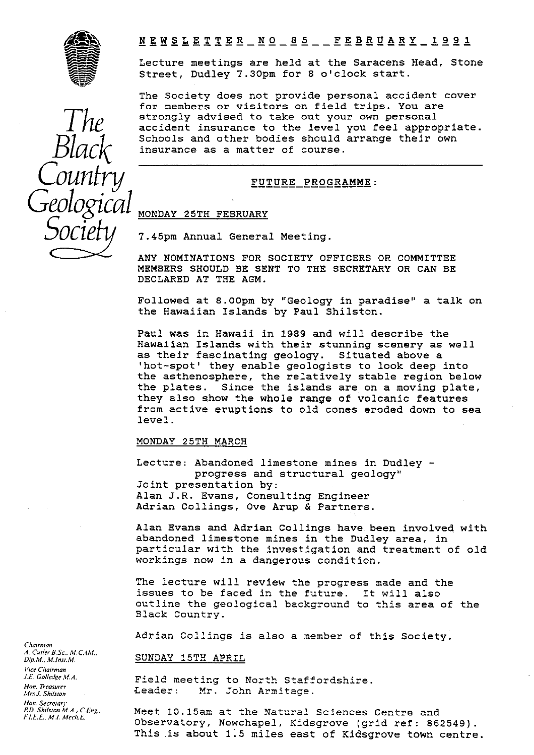# The Black Country Geological Society

## NEWSLETTER NO 85 FEBRUARY 1991

Lecture meetings are held at the Saracens Head, Stone Street, Dudley 7.30pm for 8 o'clock start.

The Society does not provide personal accident cover for members or visitors on field trips. You are strongly advised to take out your own personal accident insurance to the level you feel appropriate. Schools and other bodies should arrange their own insurance as a matter of course.

---

## FUTURE PROGRAMME:

### MONDAY 25TH FEBRUARY

7.45pm Annual General Meeting.

ANY NOMINATIONS FOR SOCIETY OFFICERS OR COMMITTEE MEMBERS SHOULD BE SENT TO THE SECRETARY OR CAN BE DECLARED AT THE AGM.

Followed at 8.00pm by "Geology in paradise" a talk on the Hawaiian Islands by Paul Shilston.

Paul was in Hawaii in 1989 and will describe the Hawaiian Islands with their stunning scenery as well as their fascinating geology. Situated above a 'hot-spot' they enable geologists to look deep into the asthenosphere, the relatively stable region below the plates. Since the islands are on a moving plate, they also show the whole range of volcanic features from active eruptions to old cones eroded down to sea level.

### MONDAY 25TH MARCH

Lecture: Abandoned limestone mines in Dudley - progress and structural geology"
Joint presentation by:
Alan J.R. Evans, Consulting Engineer
Adrian Collings, Ove Arup & Partners.

Alan Evans and Adrian Collings have been involved with abandoned limestone mines in the Dudley area, in particular with the investigation and treatment of old workings now in a dangerous condition.

The lecture will review the progress made and the issues to be faced in the future. It will also outline the geological background to this area of the Black Country.

Adrian Collings is also a member of this Society.

### SUNDAY 15TH APRIL

Field meeting to North Staffordshire.
Leader: Mr. John Armitage.

Meet 10.15am at the Natural Sciences Centre and Observatory, Newchapel, Kidsgrove (grid ref: 862549). This is about 1.5 miles east of Kidsgrove town centre.

*Chairman*
A. Cutler B.Sc., M.CAM., Dip.M., M.Inst.M.
*Vice Chairman*
J.E. Golledge M.A.
*Hon. Treasurer*
Mrs J. Shilston
*Hon. Secretary*
P.D. Shilston M.A., C.Eng., F.I.E.E., M.I. Mech.E.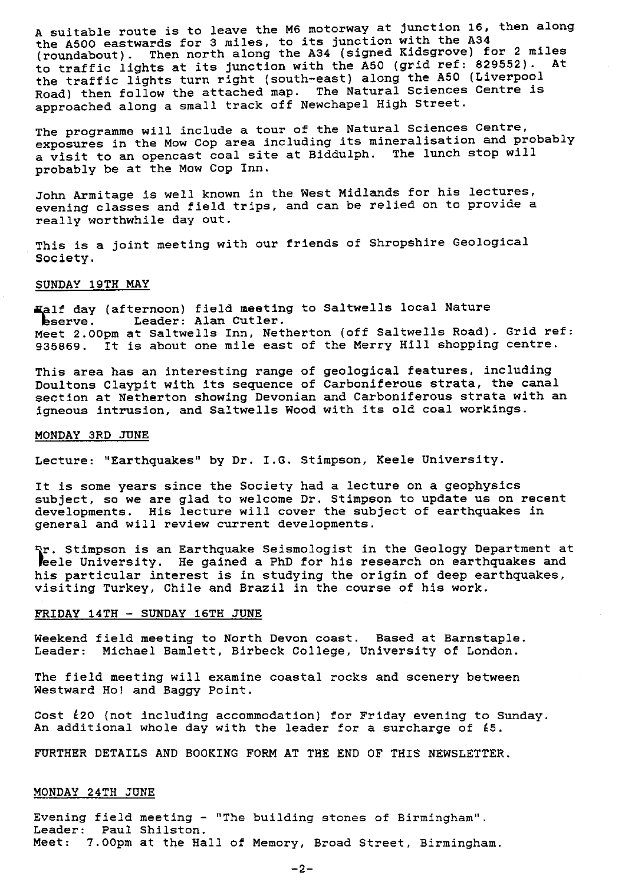A suitable route is to leave the M6 motorway at junction 16, then along the A500 eastwards for 3 miles, to its junction with the A34 (roundabout). Then north along the A34 (signed Kidsgrove) for 2 miles to traffic lights at its junction with the A50 (grid ref: 829552). At the traffic lights turn right (south-east) along the A50 (Liverpool Road) then follow the attached map. The Natural Sciences Centre is approached along a small track off Newchapel High Street.

The programme will include a tour of the Natural Sciences Centre, exposures in the Mow Cop area including its mineralisation and probably a visit to an opencast coal site at Biddulph. The lunch stop will probably be at the Mow Cop Inn.

John Armitage is well known in the West Midlands for his lectures, evening classes and field trips, and can be relied on to provide a really worthwhile day out.

This is a joint meeting with our friends of Shropshire Geological Society.

## SUNDAY 19TH MAY

Half day (afternoon) field meeting to Saltwells local Nature Reserve. Leader: Alan Cutler.
Meet 2.00pm at Saltwells Inn, Netherton (off Saltwells Road). Grid ref: 935869. It is about one mile east of the Merry Hill shopping centre.

This area has an interesting range of geological features, including Doultons Claypit with its sequence of Carboniferous strata, the canal section at Netherton showing Devonian and Carboniferous strata with an igneous intrusion, and Saltwells Wood with its old coal workings.

## MONDAY 3RD JUNE

Lecture: "Earthquakes" by Dr. I.G. Stimpson, Keele University.

It is some years since the Society had a lecture on a geophysics subject, so we are glad to welcome Dr. Stimpson to update us on recent developments. His lecture will cover the subject of earthquakes in general and will review current developments.

Dr. Stimpson is an Earthquake Seismologist in the Geology Department at Keele University. He gained a PhD for his research on earthquakes and his particular interest is in studying the origin of deep earthquakes, visiting Turkey, Chile and Brazil in the course of his work.

## FRIDAY 14TH - SUNDAY 16TH JUNE

Weekend field meeting to North Devon coast. Based at Barnstaple.
Leader: Michael Bamlett, Birbeck College, University of London.

The field meeting will examine coastal rocks and scenery between Westward Ho! and Baggy Point.

Cost £20 (not including accommodation) for Friday evening to Sunday. An additional whole day with the leader for a surcharge of £5.

FURTHER DETAILS AND BOOKING FORM AT THE END OF THIS NEWSLETTER.

## MONDAY 24TH JUNE

Evening field meeting - "The building stones of Birmingham".
Leader: Paul Shilston.
Meet: 7.00pm at the Hall of Memory, Broad Street, Birmingham.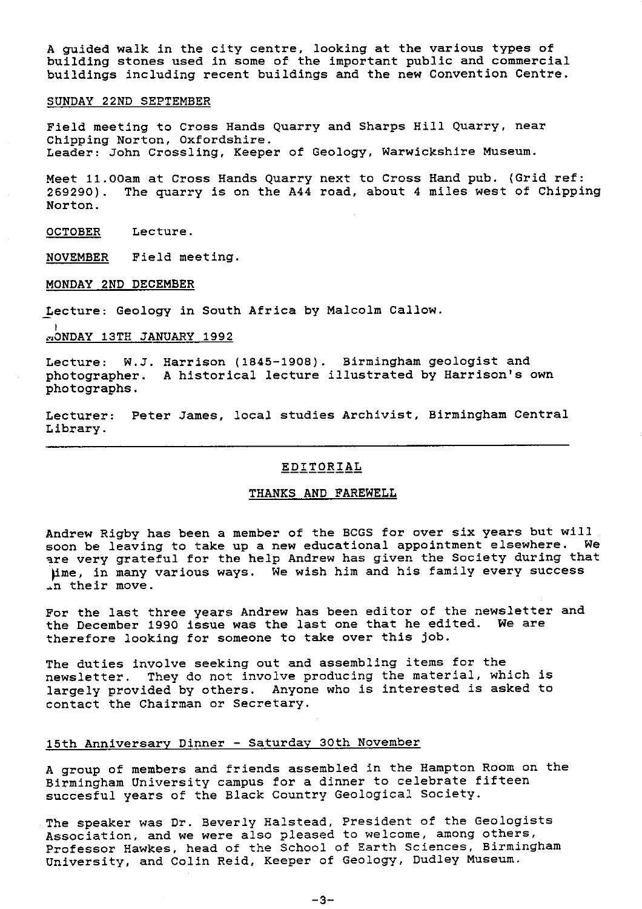A guided walk in the city centre, looking at the various types of building stones used in some of the important public and commercial buildings including recent buildings and the new Convention Centre.

SUNDAY 22ND SEPTEMBER

Field meeting to Cross Hands Quarry and Sharps Hill Quarry, near Chipping Norton, Oxfordshire.
Leader: John Crossling, Keeper of Geology, Warwickshire Museum.

Meet 11.00am at Cross Hands Quarry next to Cross Hand pub. (Grid ref: 269290). The quarry is on the A44 road, about 4 miles west of Chipping Norton.

OCTOBER Lecture.

NOVEMBER Field meeting.

MONDAY 2ND DECEMBER

Lecture: Geology in South Africa by Malcolm Callow.

MONDAY 13TH JANUARY 1992

Lecture: W.J. Harrison (1845-1908). Birmingham geologist and photographer. A historical lecture illustrated by Harrison's own photographs.

Lecturer: Peter James, local studies Archivist, Birmingham Central Library.

---

## EDITORIAL

### THANKS AND FAREWELL

Andrew Rigby has been a member of the BCGS for over six years but will soon be leaving to take up a new educational appointment elsewhere. We are very grateful for the help Andrew has given the Society during that time, in many various ways. We wish him and his family every success in their move.

For the last three years Andrew has been editor of the newsletter and the December 1990 issue was the last one that he edited. We are therefore looking for someone to take over this job.

The duties involve seeking out and assembling items for the newsletter. They do not involve producing the material, which is largely provided by others. Anyone who is interested is asked to contact the Chairman or Secretary.

### 15th Anniversary Dinner - Saturday 30th November

A group of members and friends assembled in the Hampton Room on the Birmingham University campus for a dinner to celebrate fifteen succesful years of the Black Country Geological Society.

The speaker was Dr. Beverly Halstead, President of the Geologists Association, and we were also pleased to welcome, among others, Professor Hawkes, head of the School of Earth Sciences, Birmingham University, and Colin Reid, Keeper of Geology, Dudley Museum.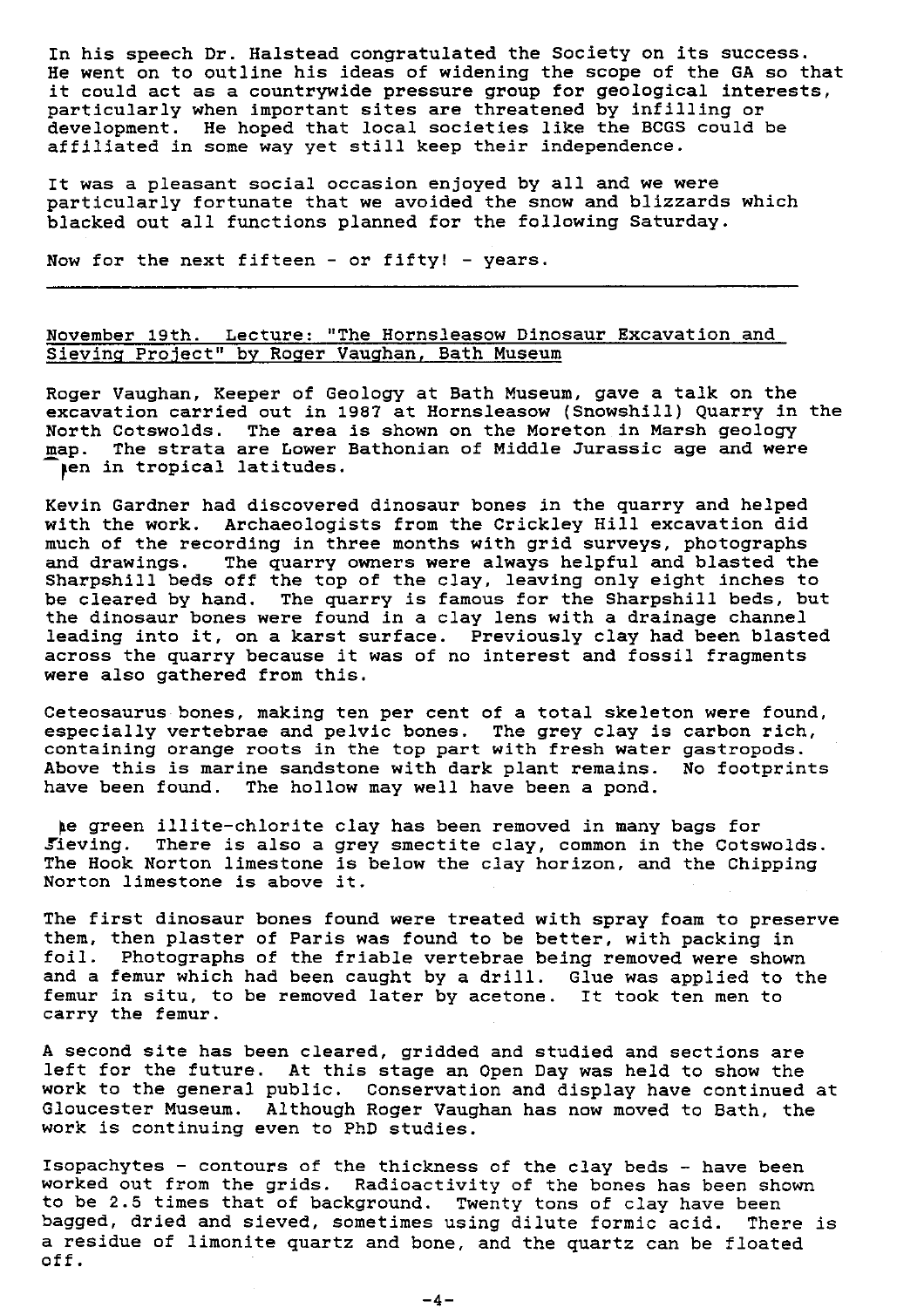In his speech Dr. Halstead congratulated the Society on its success. He went on to outline his ideas of widening the scope of the GA so that it could act as a countrywide pressure group for geological interests, particularly when important sites are threatened by infilling or development. He hoped that local societies like the BCGS could be affiliated in some way yet still keep their independence.

It was a pleasant social occasion enjoyed by all and we were particularly fortunate that we avoided the snow and blizzards which blacked out all functions planned for the following Saturday.

Now for the next fifteen - or fifty! - years.

---

November 19th. Lecture: "The Hornsleasow Dinosaur Excavation and Sieving Project" by Roger Vaughan, Bath Museum

Roger Vaughan, Keeper of Geology at Bath Museum, gave a talk on the excavation carried out in 1987 at Hornsleasow (Snowshill) Quarry in the North Cotswolds. The area is shown on the Moreton in Marsh geology map. The strata are Lower Bathonian of Middle Jurassic age and were laid down in tropical latitudes.

Kevin Gardner had discovered dinosaur bones in the quarry and helped with the work. Archaeologists from the Crickley Hill excavation did much of the recording in three months with grid surveys, photographs and drawings. The quarry owners were always helpful and blasted the Sharpshill beds off the top of the clay, leaving only eight inches to be cleared by hand. The quarry is famous for the Sharpshill beds, but the dinosaur bones were found in a clay lens with a drainage channel leading into it, on a karst surface. Previously clay had been blasted across the quarry because it was of no interest and fossil fragments were also gathered from this.

Ceteosaurus bones, making ten per cent of a total skeleton were found, especially vertebrae and pelvic bones. The grey clay is carbon rich, containing orange roots in the top part with fresh water gastropods. Above this is marine sandstone with dark plant remains. No footprints have been found. The hollow may well have been a pond.

The green illite-chlorite clay has been removed in many bags for sieving. There is also a grey smectite clay, common in the Cotswolds. The Hook Norton limestone is below the clay horizon, and the Chipping Norton limestone is above it.

The first dinosaur bones found were treated with spray foam to preserve them, then plaster of Paris was found to be better, with packing in foil. Photographs of the friable vertebrae being removed were shown and a femur which had been caught by a drill. Glue was applied to the femur in situ, to be removed later by acetone. It took ten men to carry the femur.

A second site has been cleared, gridded and studied and sections are left for the future. At this stage an Open Day was held to show the work to the general public. Conservation and display have continued at Gloucester Museum. Although Roger Vaughan has now moved to Bath, the work is continuing even to PhD studies.

Isopachytes - contours of the thickness of the clay beds - have been worked out from the grids. Radioactivity of the bones has been shown to be 2.5 times that of background. Twenty tons of clay have been bagged, dried and sieved, sometimes using dilute formic acid. There is a residue of limonite quartz and bone, and the quartz can be floated off.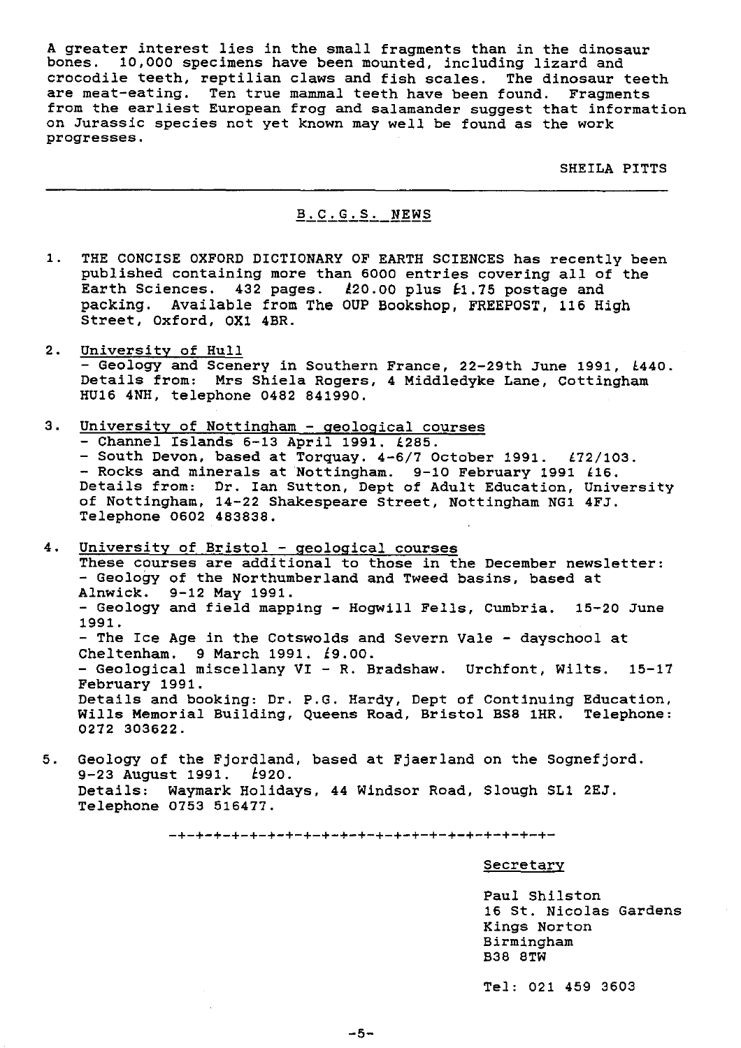A greater interest lies in the small fragments than in the dinosaur bones. 10,000 specimens have been mounted, including lizard and crocodile teeth, reptilian claws and fish scales. The dinosaur teeth are meat-eating. Ten true mammal teeth have been found. Fragments from the earliest European frog and salamander suggest that information on Jurassic species not yet known may well be found as the work progresses.

SHEILA PITTS

---

## B.C.G.S. NEWS

1. THE CONCISE OXFORD DICTIONARY OF EARTH SCIENCES has recently been published containing more than 6000 entries covering all of the Earth Sciences. 432 pages. £20.00 plus £1.75 postage and packing. Available from The OUP Bookshop, FREEPOST, 116 High Street, Oxford, OX1 4BR.

2. University of Hull
   - Geology and Scenery in Southern France, 22-29th June 1991, £440. Details from: Mrs Shiela Rogers, 4 Middledyke Lane, Cottingham HU16 4NH, telephone 0482 841990.

3. University of Nottingham - geological courses
   - Channel Islands 6-13 April 1991. £285.
   - South Devon, based at Torquay. 4-6/7 October 1991. £72/103.
   - Rocks and minerals at Nottingham. 9-10 February 1991 £16.

   Details from: Dr. Ian Sutton, Dept of Adult Education, University of Nottingham, 14-22 Shakespeare Street, Nottingham NG1 4FJ. Telephone 0602 483838.

4. University of Bristol - geological courses
   These courses are additional to those in the December newsletter:
   - Geology of the Northumberland and Tweed basins, based at Alnwick. 9-12 May 1991.
   - Geology and field mapping - Hogwill Fells, Cumbria. 15-20 June 1991.
   - The Ice Age in the Cotswolds and Severn Vale - dayschool at Cheltenham. 9 March 1991. £9.00.
   - Geological miscellany VI - R. Bradshaw. Urchfont, Wilts. 15-17 February 1991.

   Details and booking: Dr. P.G. Hardy, Dept of Continuing Education, Wills Memorial Building, Queens Road, Bristol BS8 1HR. Telephone: 0272 303622.

5. Geology of the Fjordland, based at Fjaerland on the Sognefjord. 9-23 August 1991. £920.
   Details: Waymark Holidays, 44 Windsor Road, Slough SL1 2EJ. Telephone 0753 516477.

-+-+-+-+-+-+-+-+-+-+-+-+-+-+-+-+-+-+-+-+-+-+-

Secretary

Paul Shilston
16 St. Nicolas Gardens
Kings Norton
Birmingham
B38 8TW

Tel: 021 459 3603